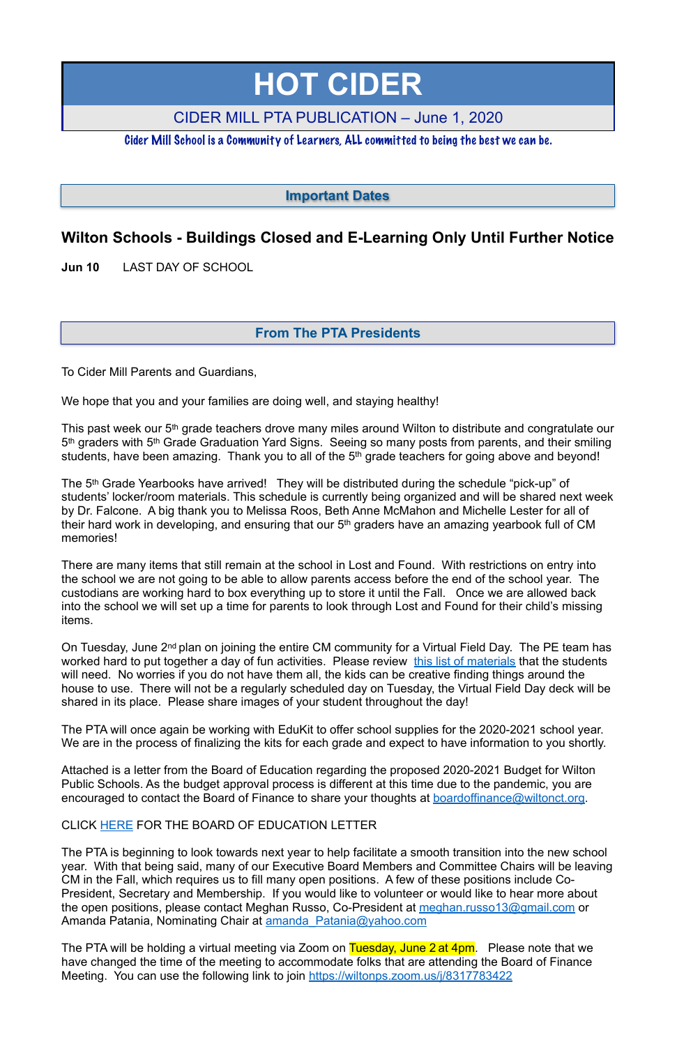# HOT CIDER

CIDER MILL PTA PUBLICATION – June 1, 2020

*Cider Mill School is a Community of Learners, ALL committed to being the best we can be.*

## Important Dates

### Wilton Schools - Buildings Closed and E-Learning Only Until Further Notice

**Jun 10** LAST DAY OF SCHOOL

## From The PTA Presidents

To Cider Mill Parents and Guardians,

We hope that you and your families are doing well, and staying healthy!

This past week our 5th grade teachers drove many miles around Wilton to distribute and congratulate our 5th graders with 5th Grade Graduation Yard Signs. Seeing so many posts from parents, and their smiling students, have been amazing. Thank you to all of the 5th grade teachers for going above and beyond!

The 5th Grade Yearbooks have arrived! They will be distributed during the schedule "pick-up" of students' locker/room materials. This schedule is currently being organized and will be shared next week by Dr. Falcone. A big thank you to Melissa Roos, Beth Anne McMahon and Michelle Lester for all of their hard work in developing, and ensuring that our 5th graders have an amazing yearbook full of CM memories!

There are many items that still remain at the school in Lost and Found. With restrictions on entry into the school we are not going to be able to allow parents access before the end of the school year. The custodians are working hard to box everything up to store it until the Fall. Once we are allowed back into the school we will set up a time for parents to look through Lost and Found for their child's missing items.

On Tuesday, June 2nd plan on joining the entire CM community for a Virtual Field Day. The PE team has worked hard to put together a day of fun activities. Please review this list of materials that the students will need. No worries if you do not have them all, the kids can be creative finding things around the house to use. There will not be a regularly scheduled day on Tuesday, the Virtual Field Day deck will be shared in its place. Please share images of your student throughout the day!

The PTA will once again be working with EduKit to offer school supplies for the 2020-2021 school year. We are in the process of finalizing the kits for each grade and expect to have information to you shortly.

Attached is a letter from the Board of Education regarding the proposed 2020-2021 Budget for Wilton Public Schools. As the budget approval process is different at this time due to the pandemic, you are encouraged to contact the Board of Finance to share your thoughts at boardoffinance@wiltonct.org.

CLICK HERE FOR THE BOARD OF EDUCATION LETTER

The PTA is beginning to look towards next year to help facilitate a smooth transition into the new school year. With that being said, many of our Executive Board Members and Committee Chairs will be leaving CM in the Fall, which requires us to fill many open positions. A few of these positions include Co-President, Secretary and Membership. If you would like to volunteer or would like to hear more about the open positions, please contact Meghan Russo, Co-President at meghan.russo13@gmail.com or Amanda Patania, Nominating Chair at amanda_Patania@yahoo.com

The PTA will be holding a virtual meeting via Zoom on Tuesday, June 2 at 4pm. Please note that we have changed the time of the meeting to accommodate folks that are attending the Board of Finance Meeting. You can use the following link to join https://wiltonps.zoom.us/j/8317783422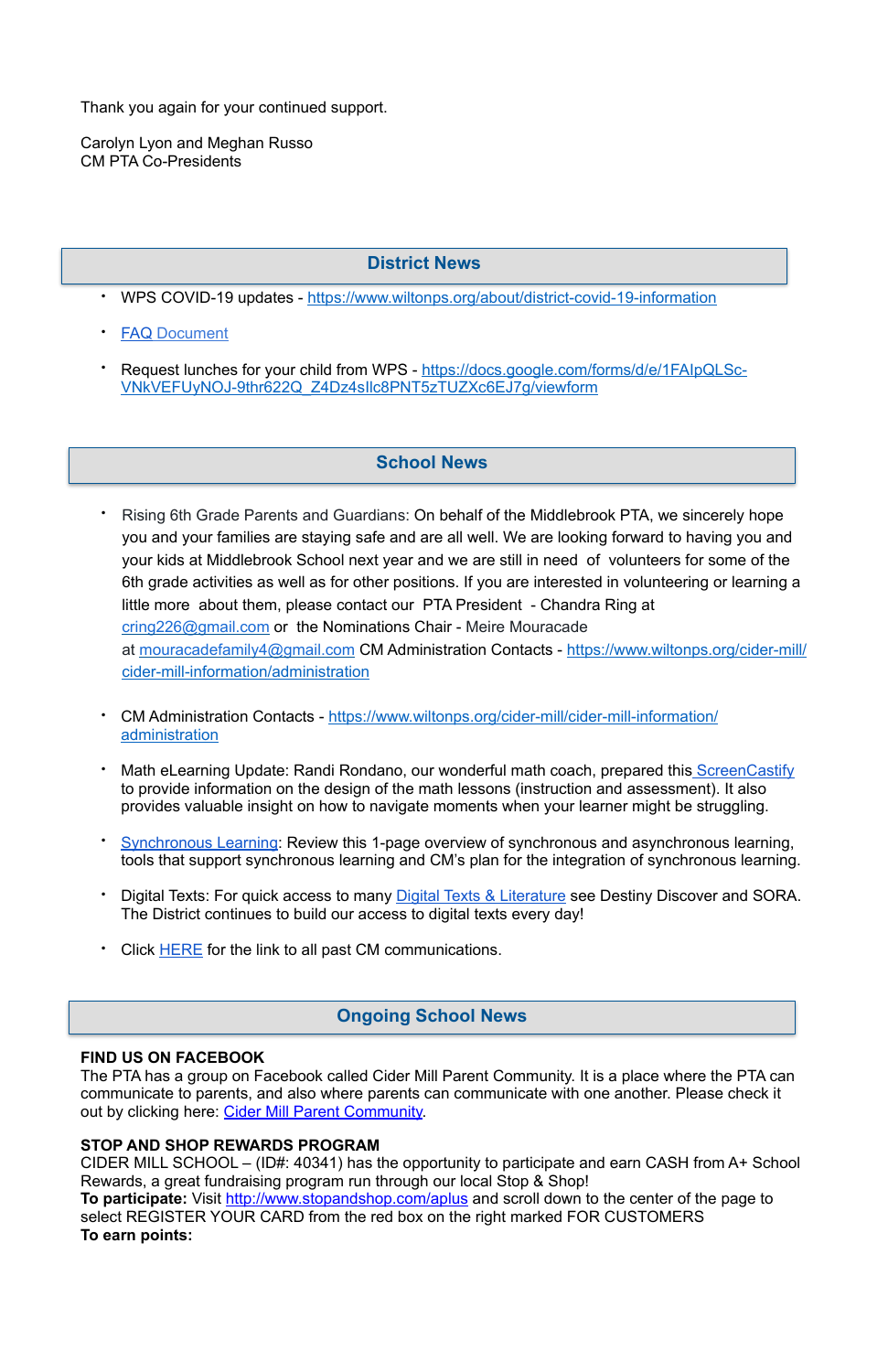Thank you again for your continued support.

Carolyn Lyon and Meghan Russo
CM PTA Co-Presidents

## District News

- WPS COVID-19 updates - https://www.wiltonps.org/about/district-covid-19-information
- FAQ Document
- Request lunches for your child from WPS - https://docs.google.com/forms/d/e/1FAIpQLSc-VNkVEFUyNOJ-9thr622Q_Z4Dz4sIlc8PNT5zTUZXc6EJ7g/viewform

## School News

- Rising 6th Grade Parents and Guardians: On behalf of the Middlebrook PTA, we sincerely hope you and your families are staying safe and are all well. We are looking forward to having you and your kids at Middlebrook School next year and we are still in need of volunteers for some of the 6th grade activities as well as for other positions. If you are interested in volunteering or learning a little more about them, please contact our PTA President - Chandra Ring at cring226@gmail.com or the Nominations Chair - Meire Mouracade at mouracadefamily4@gmail.com CM Administration Contacts - https://www.wiltonps.org/cider-mill/cider-mill-information/administration
- CM Administration Contacts - https://www.wiltonps.org/cider-mill/cider-mill-information/administration
- Math eLearning Update: Randi Rondano, our wonderful math coach, prepared this ScreenCastify to provide information on the design of the math lessons (instruction and assessment). It also provides valuable insight on how to navigate moments when your learner might be struggling.
- Synchronous Learning: Review this 1-page overview of synchronous and asynchronous learning, tools that support synchronous learning and CM's plan for the integration of synchronous learning.
- Digital Texts: For quick access to many Digital Texts & Literature see Destiny Discover and SORA. The District continues to build our access to digital texts every day!
- Click HERE for the link to all past CM communications.

## Ongoing School News

**FIND US ON FACEBOOK**
The PTA has a group on Facebook called Cider Mill Parent Community. It is a place where the PTA can communicate to parents, and also where parents can communicate with one another. Please check it out by clicking here: Cider Mill Parent Community.

**STOP AND SHOP REWARDS PROGRAM**
CIDER MILL SCHOOL – (ID#: 40341) has the opportunity to participate and earn CASH from A+ School Rewards, a great fundraising program run through our local Stop & Shop!
**To participate:** Visit http://www.stopandshop.com/aplus and scroll down to the center of the page to select REGISTER YOUR CARD from the red box on the right marked FOR CUSTOMERS
**To earn points:**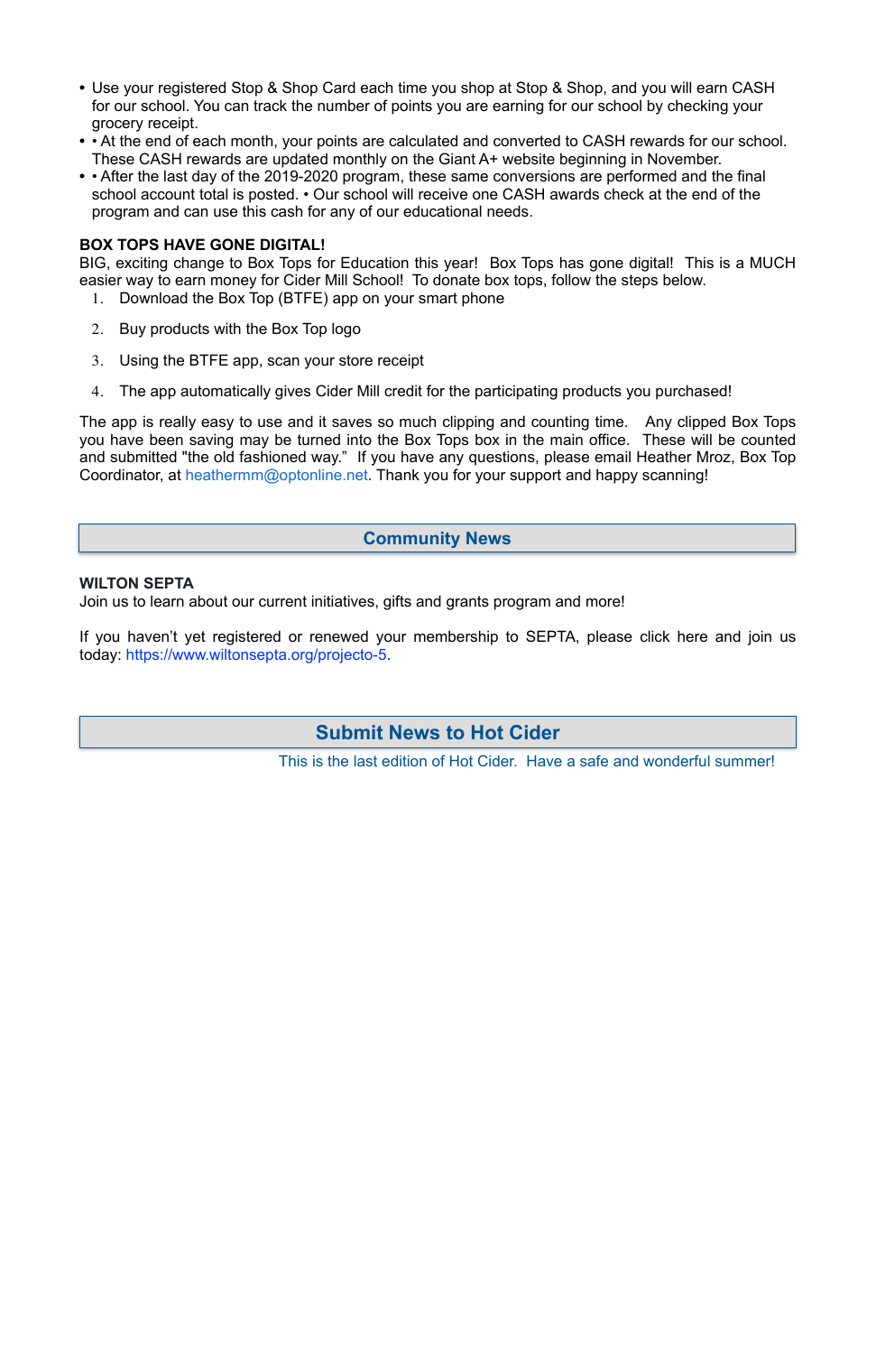- Use your registered Stop & Shop Card each time you shop at Stop & Shop, and you will earn CASH for our school. You can track the number of points you are earning for our school by checking your grocery receipt.
- • At the end of each month, your points are calculated and converted to CASH rewards for our school. These CASH rewards are updated monthly on the Giant A+ website beginning in November.
- • After the last day of the 2019-2020 program, these same conversions are performed and the final school account total is posted. • Our school will receive one CASH awards check at the end of the program and can use this cash for any of our educational needs.

**BOX TOPS HAVE GONE DIGITAL!**
BIG, exciting change to Box Tops for Education this year! Box Tops has gone digital! This is a MUCH easier way to earn money for Cider Mill School! To donate box tops, follow the steps below.

1. Download the Box Top (BTFE) app on your smart phone
2. Buy products with the Box Top logo
3. Using the BTFE app, scan your store receipt
4. The app automatically gives Cider Mill credit for the participating products you purchased!

The app is really easy to use and it saves so much clipping and counting time. Any clipped Box Tops you have been saving may be turned into the Box Tops box in the main office. These will be counted and submitted "the old fashioned way." If you have any questions, please email Heather Mroz, Box Top Coordinator, at heathermm@optonline.net. Thank you for your support and happy scanning!

## Community News

**WILTON SEPTA**
Join us to learn about our current initiatives, gifts and grants program and more!

If you haven't yet registered or renewed your membership to SEPTA, please click here and join us today: https://www.wiltonsepta.org/projecto-5.

## Submit News to Hot Cider

This is the last edition of Hot Cider. Have a safe and wonderful summer!